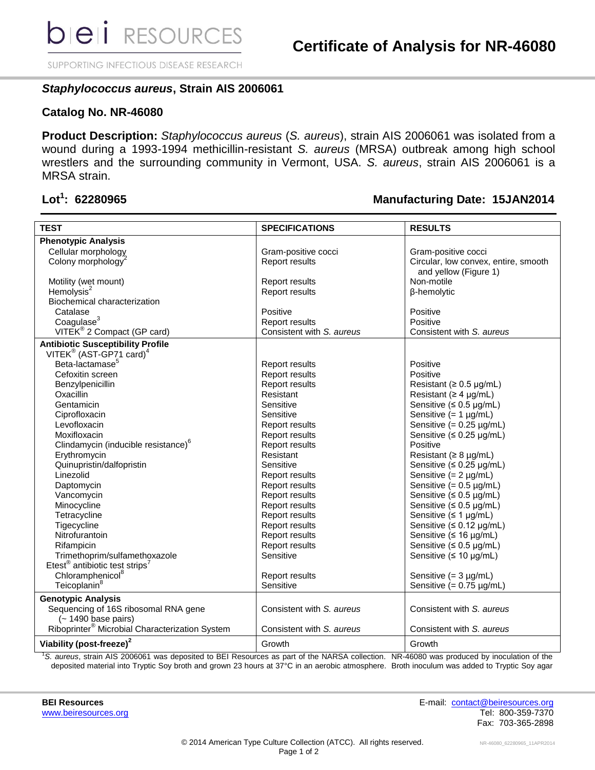**bei RESOURCES**

SUPPORTING INFECTIOUS DISEASE RESEARCH

# Certificate of Analysis for NR-46080

## *Staphylococcus aureus*, Strain AIS 2006061

## Catalog No. NR-46080

**Product Description:** *Staphylococcus aureus* (*S. aureus*), strain AIS 2006061 was isolated from a wound during a 1993-1994 methicillin-resistant *S. aureus* (MRSA) outbreak among high school wrestlers and the surrounding community in Vermont, USA. *S. aureus*, strain AIS 2006061 is a MRSA strain.

**Lot[1]: 62280965** **Manufacturing Date: 15JAN2014**

| TEST | SPECIFICATIONS | RESULTS |
|---|---|---|
| **Phenotypic Analysis** | | |
| Cellular morphology | Gram-positive cocci | Gram-positive cocci |
| Colony morphology[2] | Report results | Circular, low convex, entire, smooth and yellow (Figure 1) |
| Motility (wet mount) | Report results | Non-motile |
| Hemolysis[2] | Report results | β-hemolytic |
| Biochemical characterization | | |
| Catalase | Positive | Positive |
| Coagulase[3] | Report results | Positive |
| VITEK® 2 Compact (GP card) | Consistent with *S. aureus* | Consistent with *S. aureus* |
| **Antibiotic Susceptibility Profile** | | |
| VITEK® (AST-GP71 card)[4] | | |
| Beta-lactamase[5] | Report results | Positive |
| Cefoxitin screen | Report results | Positive |
| Benzylpenicillin | Report results | Resistant (≥ 0.5 µg/mL) |
| Oxacillin | Resistant | Resistant (≥ 4 µg/mL) |
| Gentamicin | Sensitive | Sensitive (≤ 0.5 µg/mL) |
| Ciprofloxacin | Sensitive | Sensitive (= 1 µg/mL) |
| Levofloxacin | Report results | Sensitive (= 0.25 µg/mL) |
| Moxifloxacin | Report results | Sensitive (≤ 0.25 µg/mL) |
| Clindamycin (inducible resistance)[6] | Report results | Positive |
| Erythromycin | Resistant | Resistant (≥ 8 µg/mL) |
| Quinupristin/dalfopristin | Sensitive | Sensitive (≤ 0.25 µg/mL) |
| Linezolid | Report results | Sensitive (= 2 µg/mL) |
| Daptomycin | Report results | Sensitive (= 0.5 µg/mL) |
| Vancomycin | Report results | Sensitive (≤ 0.5 µg/mL) |
| Minocycline | Report results | Sensitive (≤ 0.5 µg/mL) |
| Tetracycline | Report results | Sensitive (≤ 1 µg/mL) |
| Tigecycline | Report results | Sensitive (≤ 0.12 µg/mL) |
| Nitrofurantoin | Report results | Sensitive (≤ 16 µg/mL) |
| Rifampicin | Report results | Sensitive (≤ 0.5 µg/mL) |
| Trimethoprim/sulfamethoxazole | Sensitive | Sensitive (≤ 10 µg/mL) |
| Etest® antibiotic test strips[7] | | |
| Chloramphenicol[8] | Report results | Sensitive (= 3 µg/mL) |
| Teicoplanin[8] | Sensitive | Sensitive (= 0.75 µg/mL) |
| **Genotypic Analysis** | | |
| Sequencing of 16S ribosomal RNA gene (~ 1490 base pairs) | Consistent with *S. aureus* | Consistent with *S. aureus* |
| Riboprinter® Microbial Characterization System | Consistent with *S. aureus* | Consistent with *S. aureus* |
| **Viability (post-freeze)[2]** | Growth | Growth |

[1]*S. aureus*, strain AIS 2006061 was deposited to BEI Resources as part of the NARSA collection. NR-46080 was produced by inoculation of the deposited material into Tryptic Soy broth and grown 23 hours at 37°C in an aerobic atmosphere. Broth inoculum was added to Tryptic Soy agar

**BEI Resources**
www.beiresources.org

E-mail: contact@beiresources.org
Tel: 800-359-7370
Fax: 703-365-2898

© 2014 American Type Culture Collection (ATCC). All rights reserved.

NR-46080_62280965_11APR2014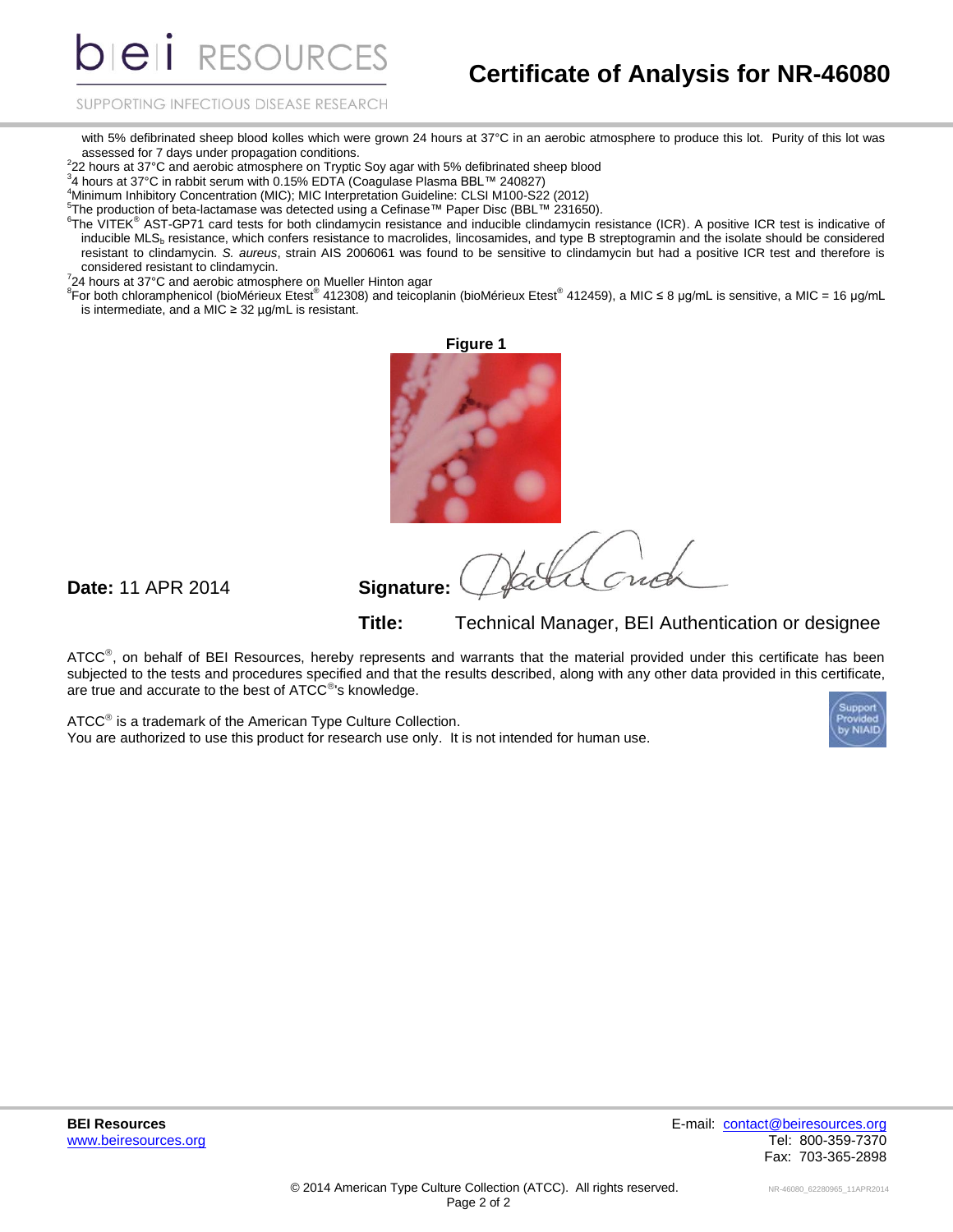with 5% defibrinated sheep blood kolles which were grown 24 hours at 37°C in an aerobic atmosphere to produce this lot. Purity of this lot was assessed for 7 days under propagation conditions.

[2]22 hours at 37°C and aerobic atmosphere on Tryptic Soy agar with 5% defibrinated sheep blood

[3]4 hours at 37°C in rabbit serum with 0.15% EDTA (Coagulase Plasma BBL™ 240827)

[4]Minimum Inhibitory Concentration (MIC); MIC Interpretation Guideline: CLSI M100-S22 (2012)

[5]The production of beta-lactamase was detected using a Cefinase™ Paper Disc (BBL™ 231650).

[6]The VITEK® AST-GP71 card tests for both clindamycin resistance and inducible clindamycin resistance (ICR). A positive ICR test is indicative of inducible $MLS_b$ resistance, which confers resistance to macrolides, lincosamides, and type B streptogramin and the isolate should be considered resistant to clindamycin. *S. aureus*, strain AIS 2006061 was found to be sensitive to clindamycin but had a positive ICR test and therefore is considered resistant to clindamycin.

[7]24 hours at 37°C and aerobic atmosphere on Mueller Hinton agar

[8]For both chloramphenicol (bioMérieux Etest® 412308) and teicoplanin (bioMérieux Etest® 412459), a MIC ≤ 8 µg/mL is sensitive, a MIC = 16 µg/mL is intermediate, and a MIC ≥ 32 µg/mL is resistant.

**Figure 1**

**Date:** 11 APR 2014

**Signature:**

**Title:** Technical Manager, BEI Authentication or designee

ATCC®, on behalf of BEI Resources, hereby represents and warrants that the material provided under this certificate has been subjected to the tests and procedures specified and that the results described, along with any other data provided in this certificate, are true and accurate to the best of ATCC®'s knowledge.

ATCC® is a trademark of the American Type Culture Collection.
You are authorized to use this product for research use only. It is not intended for human use.

Support Provided by NIAID

**BEI Resources**
www.beiresources.org

E-mail: contact@beiresources.org
Tel: 800-359-7370
Fax: 703-365-2898

© 2014 American Type Culture Collection (ATCC). All rights reserved.

NR-46080_62280965_11APR2014